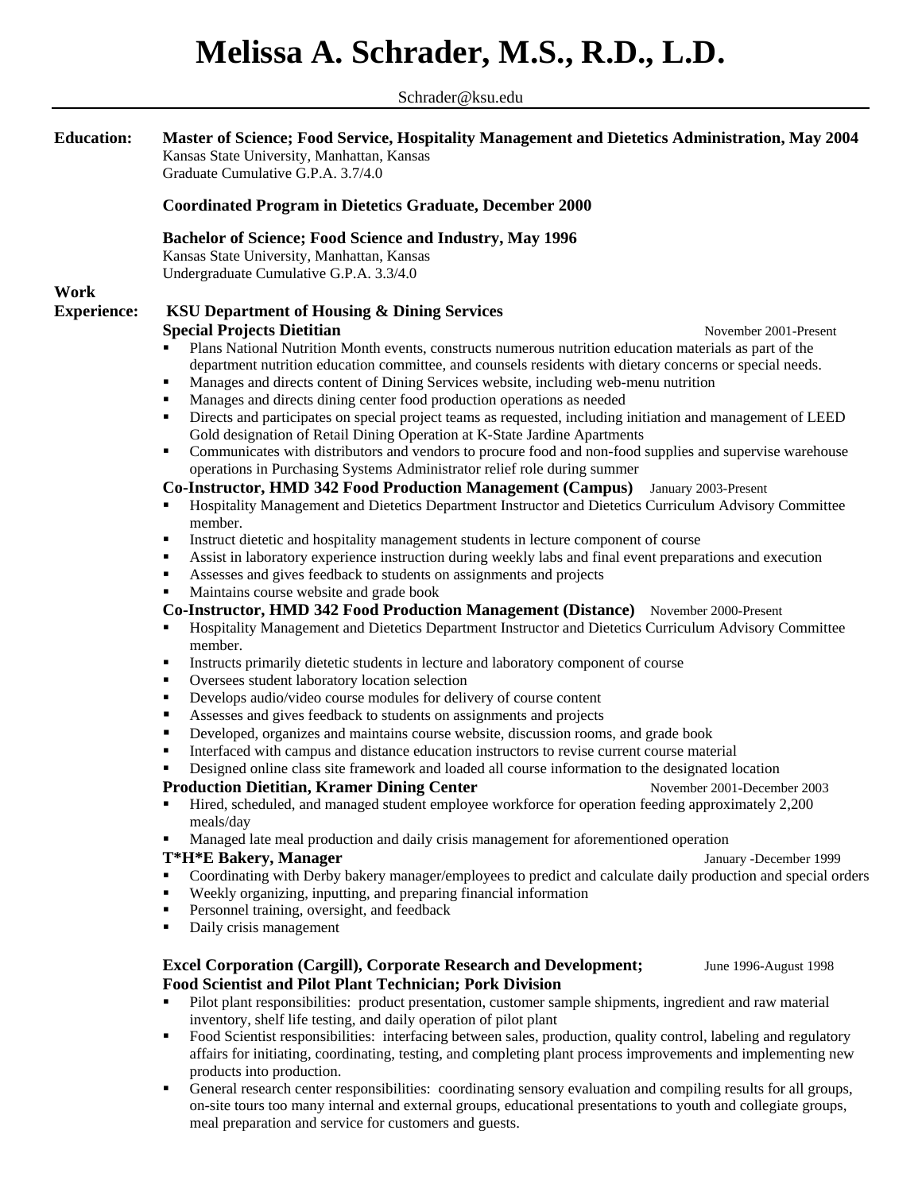# Melissa A. Schrader, M.S., R.D., L.D.

Schrader@ksu.edu

## Education:

**Master of Science; Food Service, Hospitality Management and Dietetics Administration, May 2004**
Kansas State University, Manhattan, Kansas
Graduate Cumulative G.P.A. 3.7/4.0

**Coordinated Program in Dietetics Graduate, December 2000**

**Bachelor of Science; Food Science and Industry, May 1996**
Kansas State University, Manhattan, Kansas
Undergraduate Cumulative G.P.A. 3.3/4.0

## Work Experience:

**KSU Department of Housing & Dining Services**

**Special Projects Dietitian** — November 2001-Present

- Plans National Nutrition Month events, constructs numerous nutrition education materials as part of the department nutrition education committee, and counsels residents with dietary concerns or special needs.
- Manages and directs content of Dining Services website, including web-menu nutrition
- Manages and directs dining center food production operations as needed
- Directs and participates on special project teams as requested, including initiation and management of LEED Gold designation of Retail Dining Operation at K-State Jardine Apartments
- Communicates with distributors and vendors to procure food and non-food supplies and supervise warehouse operations in Purchasing Systems Administrator relief role during summer

**Co-Instructor, HMD 342 Food Production Management (Campus)** — January 2003-Present

- Hospitality Management and Dietetics Department Instructor and Dietetics Curriculum Advisory Committee member.
- Instruct dietetic and hospitality management students in lecture component of course
- Assist in laboratory experience instruction during weekly labs and final event preparations and execution
- Assesses and gives feedback to students on assignments and projects
- Maintains course website and grade book

**Co-Instructor, HMD 342 Food Production Management (Distance)** — November 2000-Present

- Hospitality Management and Dietetics Department Instructor and Dietetics Curriculum Advisory Committee member.
- Instructs primarily dietetic students in lecture and laboratory component of course
- Oversees student laboratory location selection
- Develops audio/video course modules for delivery of course content
- Assesses and gives feedback to students on assignments and projects
- Developed, organizes and maintains course website, discussion rooms, and grade book
- Interfaced with campus and distance education instructors to revise current course material
- Designed online class site framework and loaded all course information to the designated location

**Production Dietitian, Kramer Dining Center** — November 2001-December 2003

- Hired, scheduled, and managed student employee workforce for operation feeding approximately 2,200 meals/day
- Managed late meal production and daily crisis management for aforementioned operation

**T*H*E Bakery, Manager** — January -December 1999

- Coordinating with Derby bakery manager/employees to predict and calculate daily production and special orders
- Weekly organizing, inputting, and preparing financial information
- Personnel training, oversight, and feedback
- Daily crisis management

**Excel Corporation (Cargill), Corporate Research and Development; Food Scientist and Pilot Plant Technician; Pork Division** — June 1996-August 1998

- Pilot plant responsibilities: product presentation, customer sample shipments, ingredient and raw material inventory, shelf life testing, and daily operation of pilot plant
- Food Scientist responsibilities: interfacing between sales, production, quality control, labeling and regulatory affairs for initiating, coordinating, testing, and completing plant process improvements and implementing new products into production.
- General research center responsibilities: coordinating sensory evaluation and compiling results for all groups, on-site tours too many internal and external groups, educational presentations to youth and collegiate groups, meal preparation and service for customers and guests.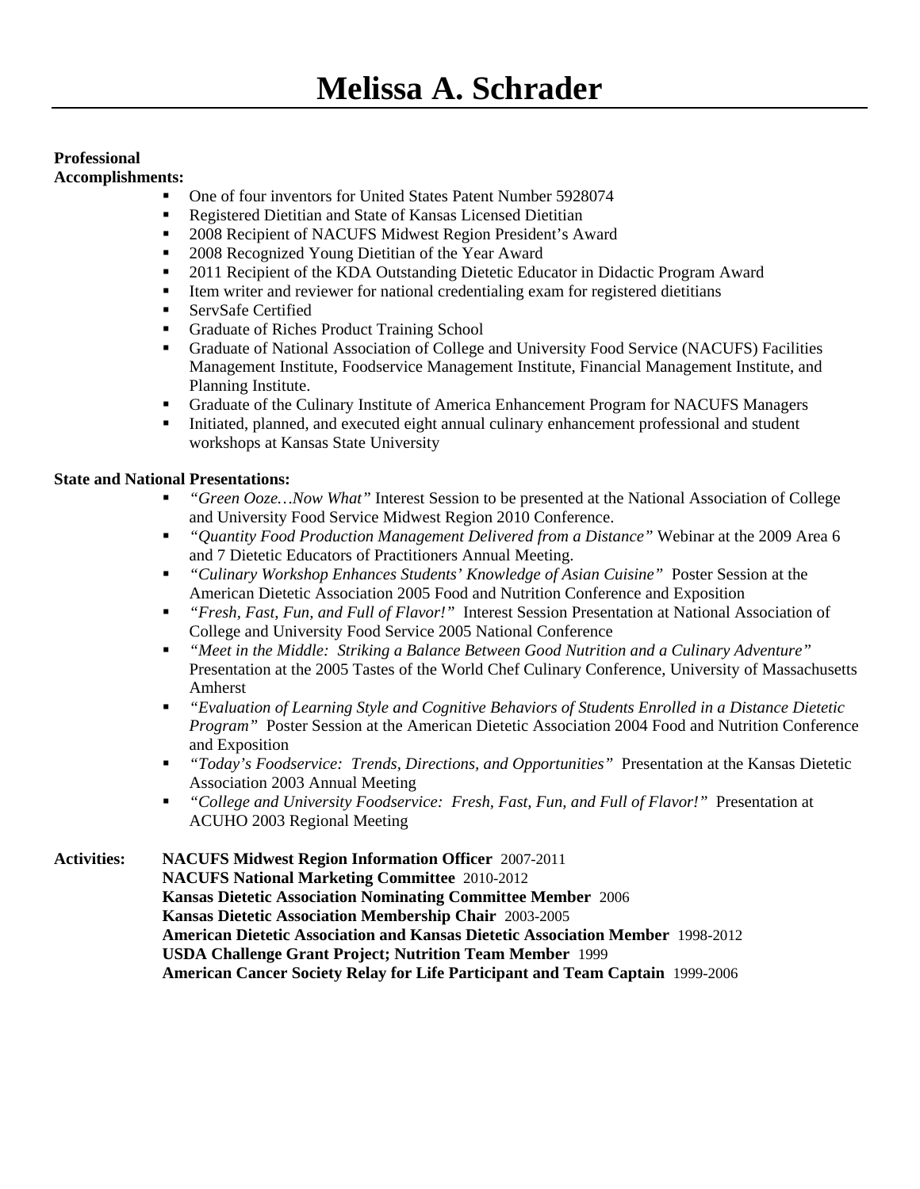# Melissa A. Schrader

**Professional Accomplishments:**

- One of four inventors for United States Patent Number 5928074
- Registered Dietitian and State of Kansas Licensed Dietitian
- 2008 Recipient of NACUFS Midwest Region President's Award
- 2008 Recognized Young Dietitian of the Year Award
- 2011 Recipient of the KDA Outstanding Dietetic Educator in Didactic Program Award
- Item writer and reviewer for national credentialing exam for registered dietitians
- ServSafe Certified
- Graduate of Riches Product Training School
- Graduate of National Association of College and University Food Service (NACUFS) Facilities Management Institute, Foodservice Management Institute, Financial Management Institute, and Planning Institute.
- Graduate of the Culinary Institute of America Enhancement Program for NACUFS Managers
- Initiated, planned, and executed eight annual culinary enhancement professional and student workshops at Kansas State University

**State and National Presentations:**

- *"Green Ooze…Now What"* Interest Session to be presented at the National Association of College and University Food Service Midwest Region 2010 Conference.
- *"Quantity Food Production Management Delivered from a Distance"* Webinar at the 2009 Area 6 and 7 Dietetic Educators of Practitioners Annual Meeting.
- *"Culinary Workshop Enhances Students' Knowledge of Asian Cuisine"* Poster Session at the American Dietetic Association 2005 Food and Nutrition Conference and Exposition
- *"Fresh, Fast, Fun, and Full of Flavor!"* Interest Session Presentation at National Association of College and University Food Service 2005 National Conference
- *"Meet in the Middle: Striking a Balance Between Good Nutrition and a Culinary Adventure"* Presentation at the 2005 Tastes of the World Chef Culinary Conference, University of Massachusetts Amherst
- *"Evaluation of Learning Style and Cognitive Behaviors of Students Enrolled in a Distance Dietetic Program"* Poster Session at the American Dietetic Association 2004 Food and Nutrition Conference and Exposition
- *"Today's Foodservice: Trends, Directions, and Opportunities"* Presentation at the Kansas Dietetic Association 2003 Annual Meeting
- *"College and University Foodservice: Fresh, Fast, Fun, and Full of Flavor!"* Presentation at ACUHO 2003 Regional Meeting

**Activities:**

**NACUFS Midwest Region Information Officer** 2007-2011
**NACUFS National Marketing Committee** 2010-2012
**Kansas Dietetic Association Nominating Committee Member** 2006
**Kansas Dietetic Association Membership Chair** 2003-2005
**American Dietetic Association and Kansas Dietetic Association Member** 1998-2012
**USDA Challenge Grant Project; Nutrition Team Member** 1999
**American Cancer Society Relay for Life Participant and Team Captain** 1999-2006